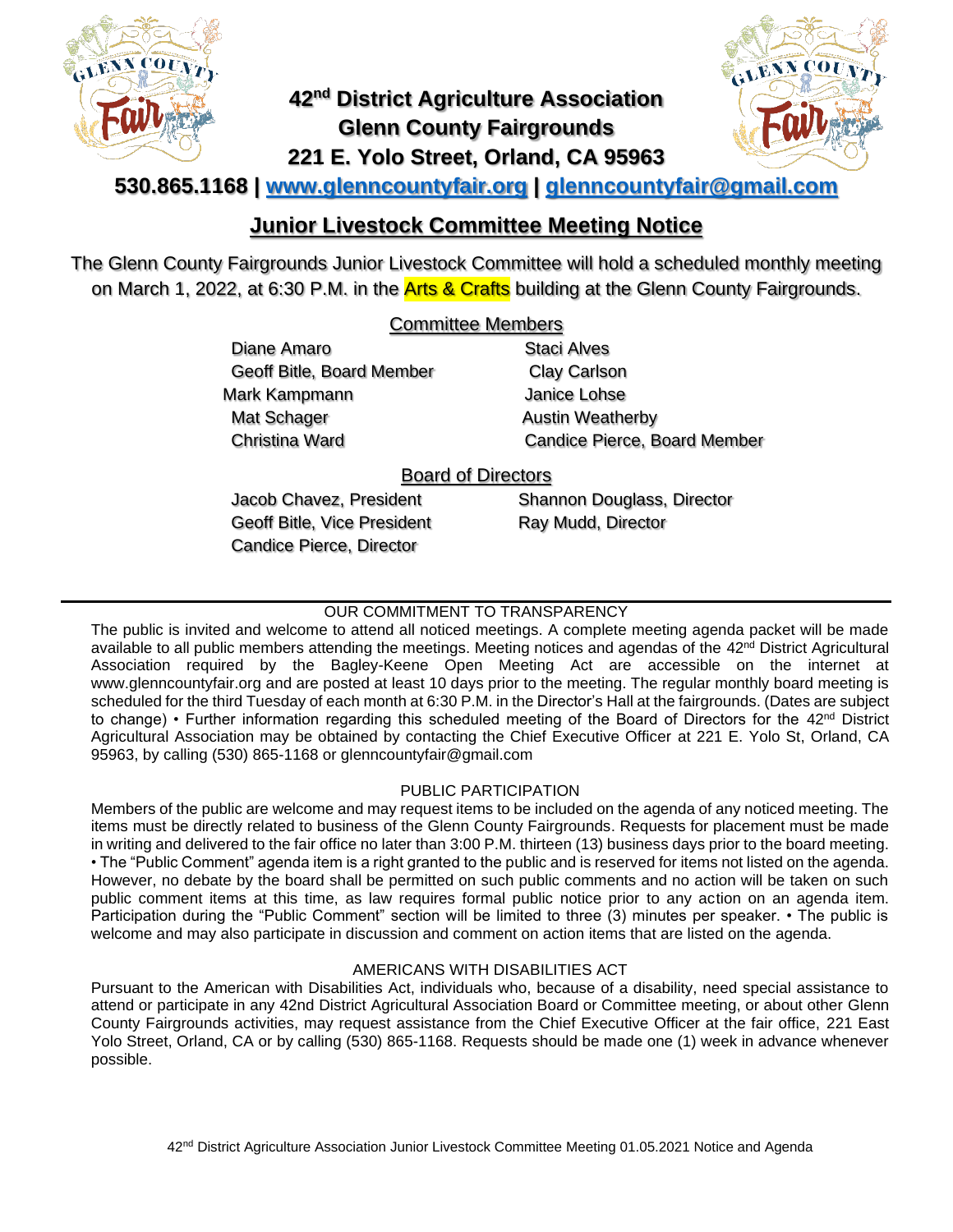# 42nd District Agriculture Association
# Glenn County Fairgrounds
# 221 E. Yolo Street, Orland, CA 95963

**530.865.1168 | www.glenncountyfair.org | glenncountyfair@gmail.com**

## Junior Livestock Committee Meeting Notice

The Glenn County Fairgrounds Junior Livestock Committee will hold a scheduled monthly meeting on March 1, 2022, at 6:30 P.M. in the Arts & Crafts building at the Glenn County Fairgrounds.

### Committee Members

| | |
|---|---|
| Diane Amaro | Staci Alves |
| Geoff Bitle, Board Member | Clay Carlson |
| Mark Kampmann | Janice Lohse |
| Mat Schager | Austin Weatherby |
| Christina Ward | Candice Pierce, Board Member |

### Board of Directors

| | |
|---|---|
| Jacob Chavez, President | Shannon Douglass, Director |
| Geoff Bitle, Vice President | Ray Mudd, Director |
| Candice Pierce, Director | |

---

OUR COMMITMENT TO TRANSPARENCY

The public is invited and welcome to attend all noticed meetings. A complete meeting agenda packet will be made available to all public members attending the meetings. Meeting notices and agendas of the 42nd District Agricultural Association required by the Bagley-Keene Open Meeting Act are accessible on the internet at www.glenncountyfair.org and are posted at least 10 days prior to the meeting. The regular monthly board meeting is scheduled for the third Tuesday of each month at 6:30 P.M. in the Director's Hall at the fairgrounds. (Dates are subject to change) • Further information regarding this scheduled meeting of the Board of Directors for the 42nd District Agricultural Association may be obtained by contacting the Chief Executive Officer at 221 E. Yolo St, Orland, CA 95963, by calling (530) 865-1168 or glenncountyfair@gmail.com

PUBLIC PARTICIPATION

Members of the public are welcome and may request items to be included on the agenda of any noticed meeting. The items must be directly related to business of the Glenn County Fairgrounds. Requests for placement must be made in writing and delivered to the fair office no later than 3:00 P.M. thirteen (13) business days prior to the board meeting. • The "Public Comment" agenda item is a right granted to the public and is reserved for items not listed on the agenda. However, no debate by the board shall be permitted on such public comments and no action will be taken on such public comment items at this time, as law requires formal public notice prior to any action on an agenda item. Participation during the "Public Comment" section will be limited to three (3) minutes per speaker. • The public is welcome and may also participate in discussion and comment on action items that are listed on the agenda.

AMERICANS WITH DISABILITIES ACT

Pursuant to the American with Disabilities Act, individuals who, because of a disability, need special assistance to attend or participate in any 42nd District Agricultural Association Board or Committee meeting, or about other Glenn County Fairgrounds activities, may request assistance from the Chief Executive Officer at the fair office, 221 East Yolo Street, Orland, CA or by calling (530) 865-1168. Requests should be made one (1) week in advance whenever possible.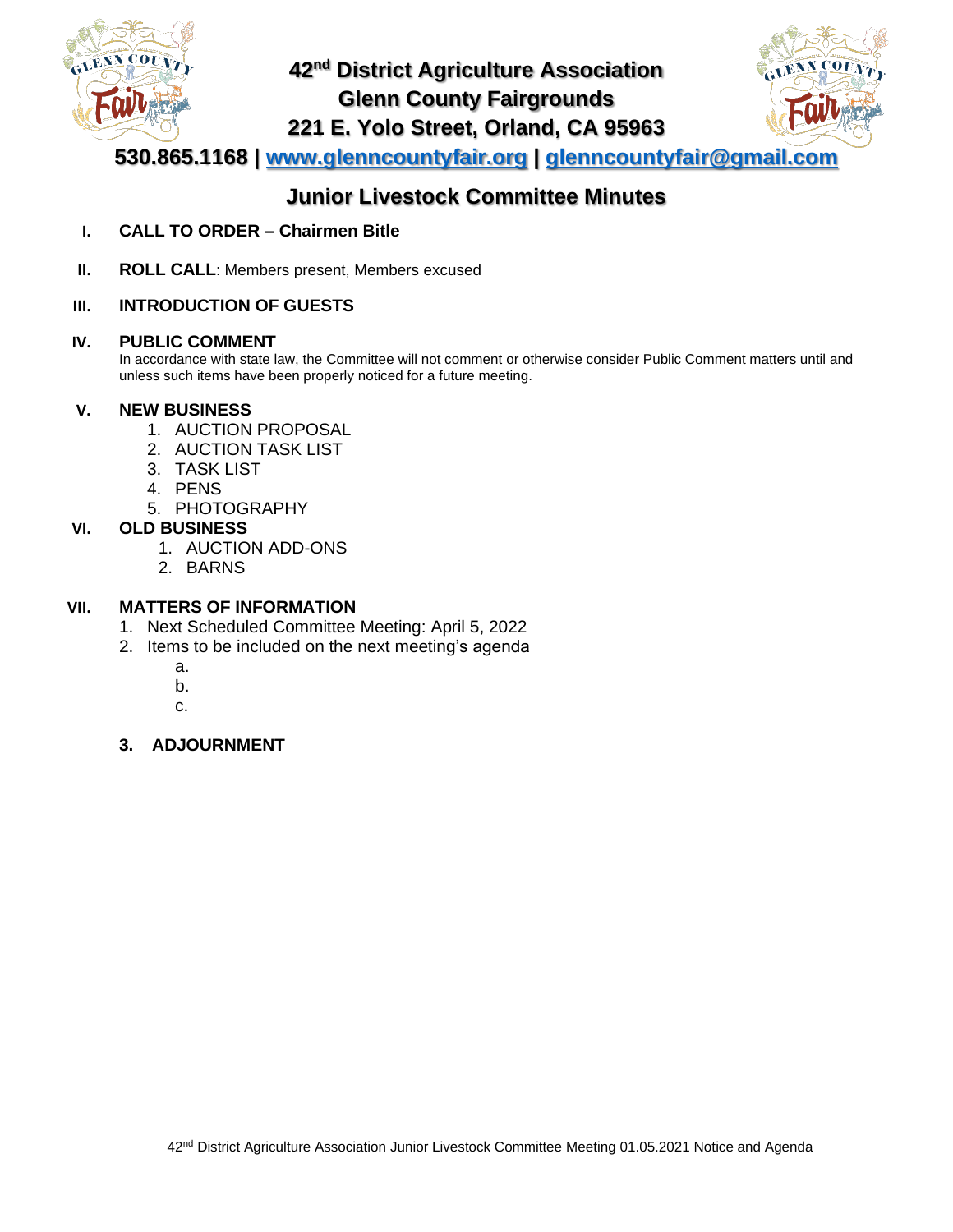# 42nd District Agriculture Association
# Glenn County Fairgrounds
# 221 E. Yolo Street, Orland, CA 95963

**530.865.1168 | www.glenncountyfair.org | glenncountyfair@gmail.com**

## Junior Livestock Committee Minutes

**I. CALL TO ORDER – Chairmen Bitle**

**II. ROLL CALL**: Members present, Members excused

**III. INTRODUCTION OF GUESTS**

**IV. PUBLIC COMMENT**

In accordance with state law, the Committee will not comment or otherwise consider Public Comment matters until and unless such items have been properly noticed for a future meeting.

**V. NEW BUSINESS**

1. AUCTION PROPOSAL
2. AUCTION TASK LIST
3. TASK LIST
4. PENS
5. PHOTOGRAPHY

**VI. OLD BUSINESS**

1. AUCTION ADD-ONS
2. BARNS

**VII. MATTERS OF INFORMATION**

1. Next Scheduled Committee Meeting: April 5, 2022
2. Items to be included on the next meeting's agenda
   a.
   b.
   c.

**3. ADJOURNMENT**

42nd District Agriculture Association Junior Livestock Committee Meeting 01.05.2021 Notice and Agenda